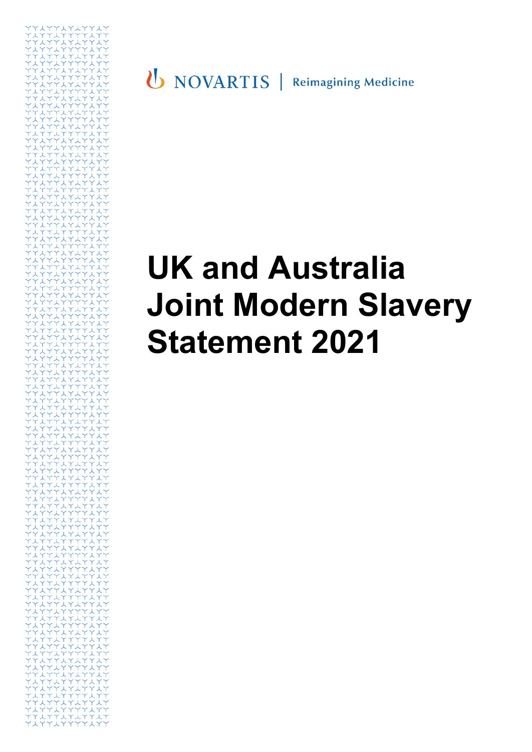NOVARTIS | Reimagining Medicine

# UK and Australia Joint Modern Slavery Statement 2021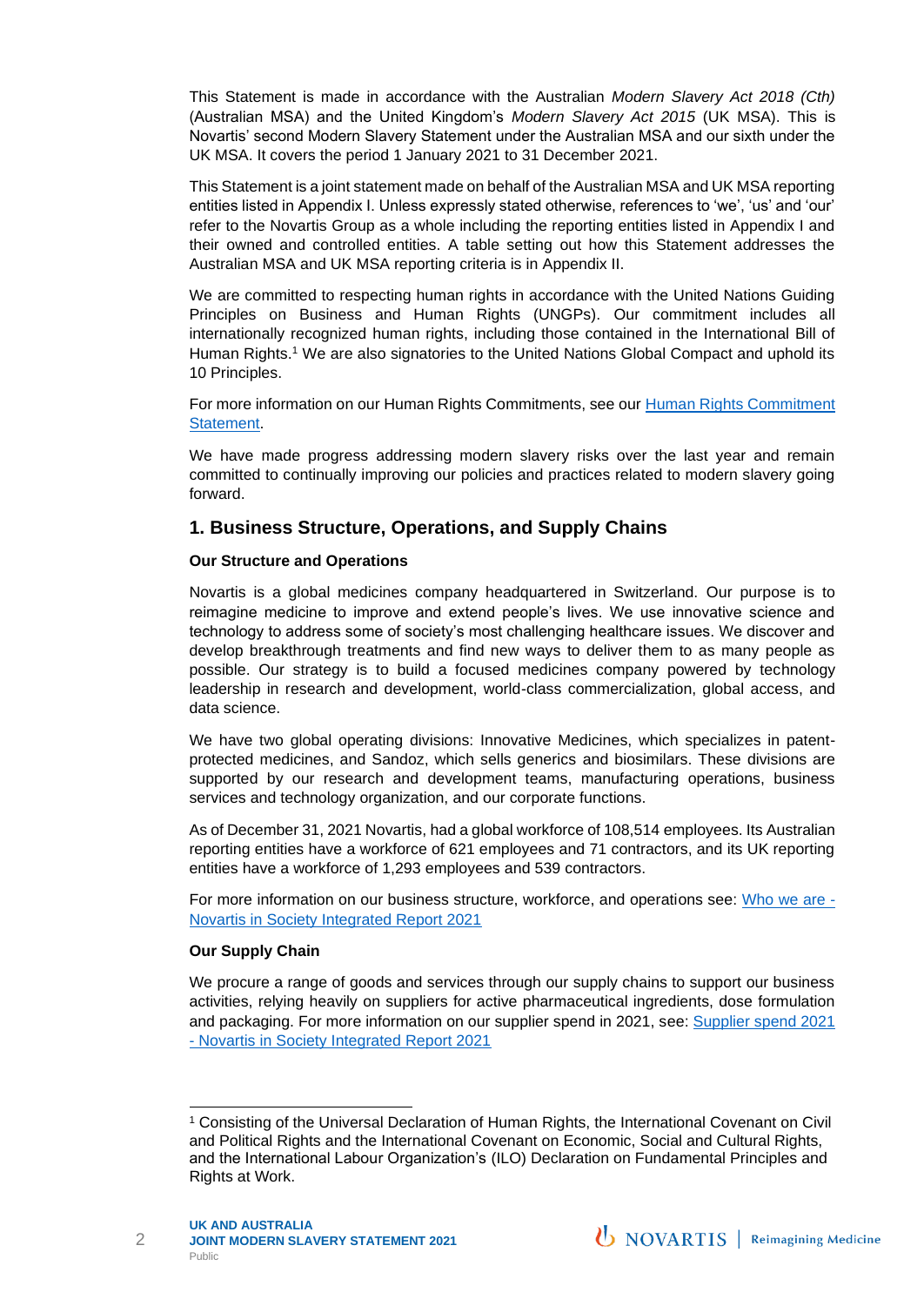This Statement is made in accordance with the Australian *Modern Slavery Act 2018 (Cth)* (Australian MSA) and the United Kingdom's *Modern Slavery Act 2015* (UK MSA). This is Novartis' second Modern Slavery Statement under the Australian MSA and our sixth under the UK MSA. It covers the period 1 January 2021 to 31 December 2021.

This Statement is a joint statement made on behalf of the Australian MSA and UK MSA reporting entities listed in Appendix I. Unless expressly stated otherwise, references to 'we', 'us' and 'our' refer to the Novartis Group as a whole including the reporting entities listed in Appendix I and their owned and controlled entities. A table setting out how this Statement addresses the Australian MSA and UK MSA reporting criteria is in Appendix II.

We are committed to respecting human rights in accordance with the United Nations Guiding Principles on Business and Human Rights (UNGPs). Our commitment includes all internationally recognized human rights, including those contained in the International Bill of Human Rights.[1] We are also signatories to the United Nations Global Compact and uphold its 10 Principles.

For more information on our Human Rights Commitments, see our Human Rights Commitment Statement.

We have made progress addressing modern slavery risks over the last year and remain committed to continually improving our policies and practices related to modern slavery going forward.

## 1. Business Structure, Operations, and Supply Chains

**Our Structure and Operations**

Novartis is a global medicines company headquartered in Switzerland. Our purpose is to reimagine medicine to improve and extend people's lives. We use innovative science and technology to address some of society's most challenging healthcare issues. We discover and develop breakthrough treatments and find new ways to deliver them to as many people as possible. Our strategy is to build a focused medicines company powered by technology leadership in research and development, world-class commercialization, global access, and data science.

We have two global operating divisions: Innovative Medicines, which specializes in patent-protected medicines, and Sandoz, which sells generics and biosimilars. These divisions are supported by our research and development teams, manufacturing operations, business services and technology organization, and our corporate functions.

As of December 31, 2021 Novartis, had a global workforce of 108,514 employees. Its Australian reporting entities have a workforce of 621 employees and 71 contractors, and its UK reporting entities have a workforce of 1,293 employees and 539 contractors.

For more information on our business structure, workforce, and operations see: Who we are - Novartis in Society Integrated Report 2021

**Our Supply Chain**

We procure a range of goods and services through our supply chains to support our business activities, relying heavily on suppliers for active pharmaceutical ingredients, dose formulation and packaging. For more information on our supplier spend in 2021, see: Supplier spend 2021 - Novartis in Society Integrated Report 2021

---

[1] Consisting of the Universal Declaration of Human Rights, the International Covenant on Civil and Political Rights and the International Covenant on Economic, Social and Cultural Rights, and the International Labour Organization's (ILO) Declaration on Fundamental Principles and Rights at Work.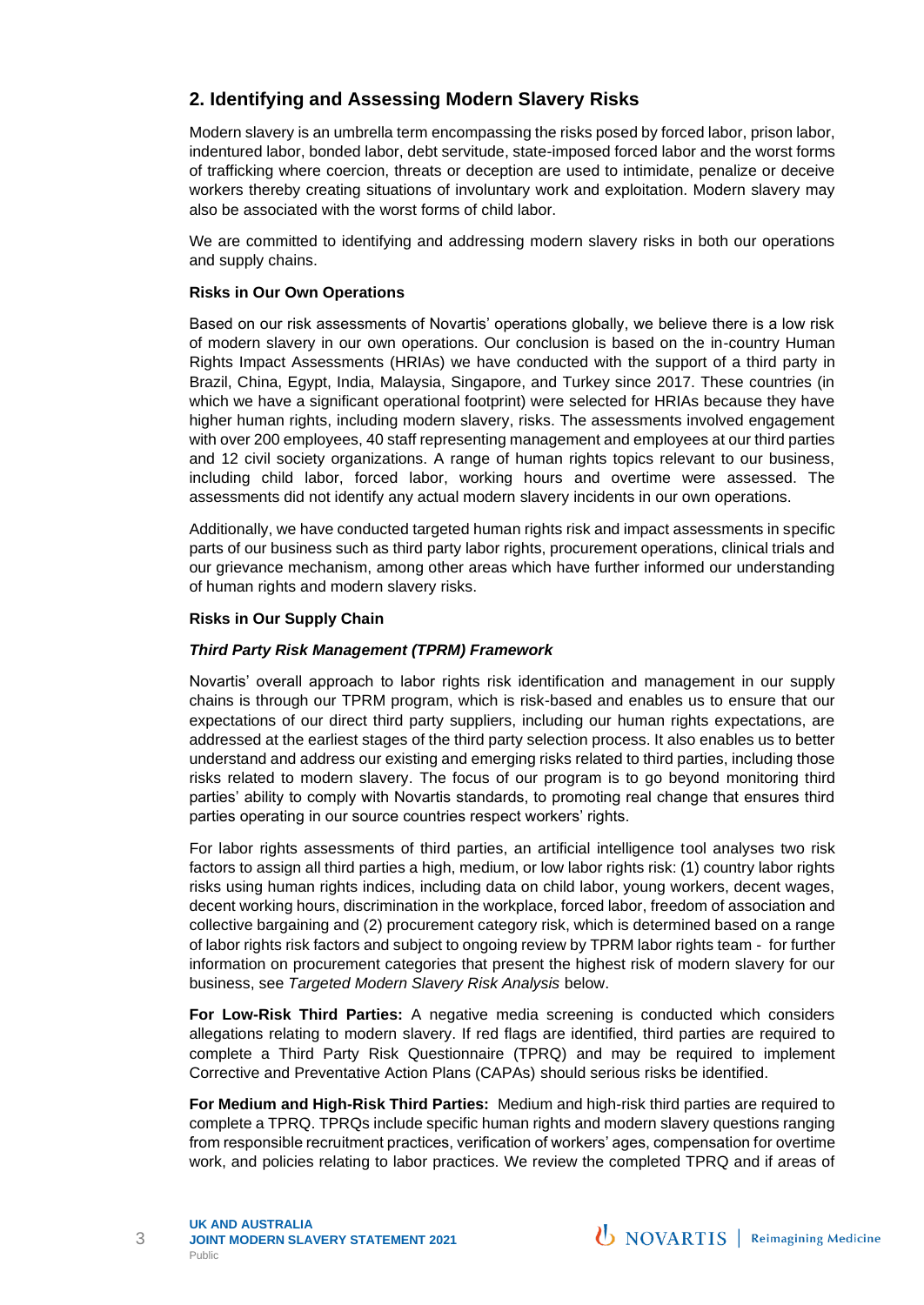## 2. Identifying and Assessing Modern Slavery Risks

Modern slavery is an umbrella term encompassing the risks posed by forced labor, prison labor, indentured labor, bonded labor, debt servitude, state-imposed forced labor and the worst forms of trafficking where coercion, threats or deception are used to intimidate, penalize or deceive workers thereby creating situations of involuntary work and exploitation. Modern slavery may also be associated with the worst forms of child labor.

We are committed to identifying and addressing modern slavery risks in both our operations and supply chains.

**Risks in Our Own Operations**

Based on our risk assessments of Novartis' operations globally, we believe there is a low risk of modern slavery in our own operations. Our conclusion is based on the in-country Human Rights Impact Assessments (HRIAs) we have conducted with the support of a third party in Brazil, China, Egypt, India, Malaysia, Singapore, and Turkey since 2017. These countries (in which we have a significant operational footprint) were selected for HRIAs because they have higher human rights, including modern slavery, risks. The assessments involved engagement with over 200 employees, 40 staff representing management and employees at our third parties and 12 civil society organizations. A range of human rights topics relevant to our business, including child labor, forced labor, working hours and overtime were assessed. The assessments did not identify any actual modern slavery incidents in our own operations.

Additionally, we have conducted targeted human rights risk and impact assessments in specific parts of our business such as third party labor rights, procurement operations, clinical trials and our grievance mechanism, among other areas which have further informed our understanding of human rights and modern slavery risks.

**Risks in Our Supply Chain**

***Third Party Risk Management (TPRM) Framework***

Novartis' overall approach to labor rights risk identification and management in our supply chains is through our TPRM program, which is risk-based and enables us to ensure that our expectations of our direct third party suppliers, including our human rights expectations, are addressed at the earliest stages of the third party selection process. It also enables us to better understand and address our existing and emerging risks related to third parties, including those risks related to modern slavery. The focus of our program is to go beyond monitoring third parties' ability to comply with Novartis standards, to promoting real change that ensures third parties operating in our source countries respect workers' rights.

For labor rights assessments of third parties, an artificial intelligence tool analyses two risk factors to assign all third parties a high, medium, or low labor rights risk: (1) country labor rights risks using human rights indices, including data on child labor, young workers, decent wages, decent working hours, discrimination in the workplace, forced labor, freedom of association and collective bargaining and (2) procurement category risk, which is determined based on a range of labor rights risk factors and subject to ongoing review by TPRM labor rights team - for further information on procurement categories that present the highest risk of modern slavery for our business, see *Targeted Modern Slavery Risk Analysis* below.

**For Low-Risk Third Parties:** A negative media screening is conducted which considers allegations relating to modern slavery. If red flags are identified, third parties are required to complete a Third Party Risk Questionnaire (TPRQ) and may be required to implement Corrective and Preventative Action Plans (CAPAs) should serious risks be identified.

**For Medium and High-Risk Third Parties:** Medium and high-risk third parties are required to complete a TPRQ. TPRQs include specific human rights and modern slavery questions ranging from responsible recruitment practices, verification of workers' ages, compensation for overtime work, and policies relating to labor practices. We review the completed TPRQ and if areas of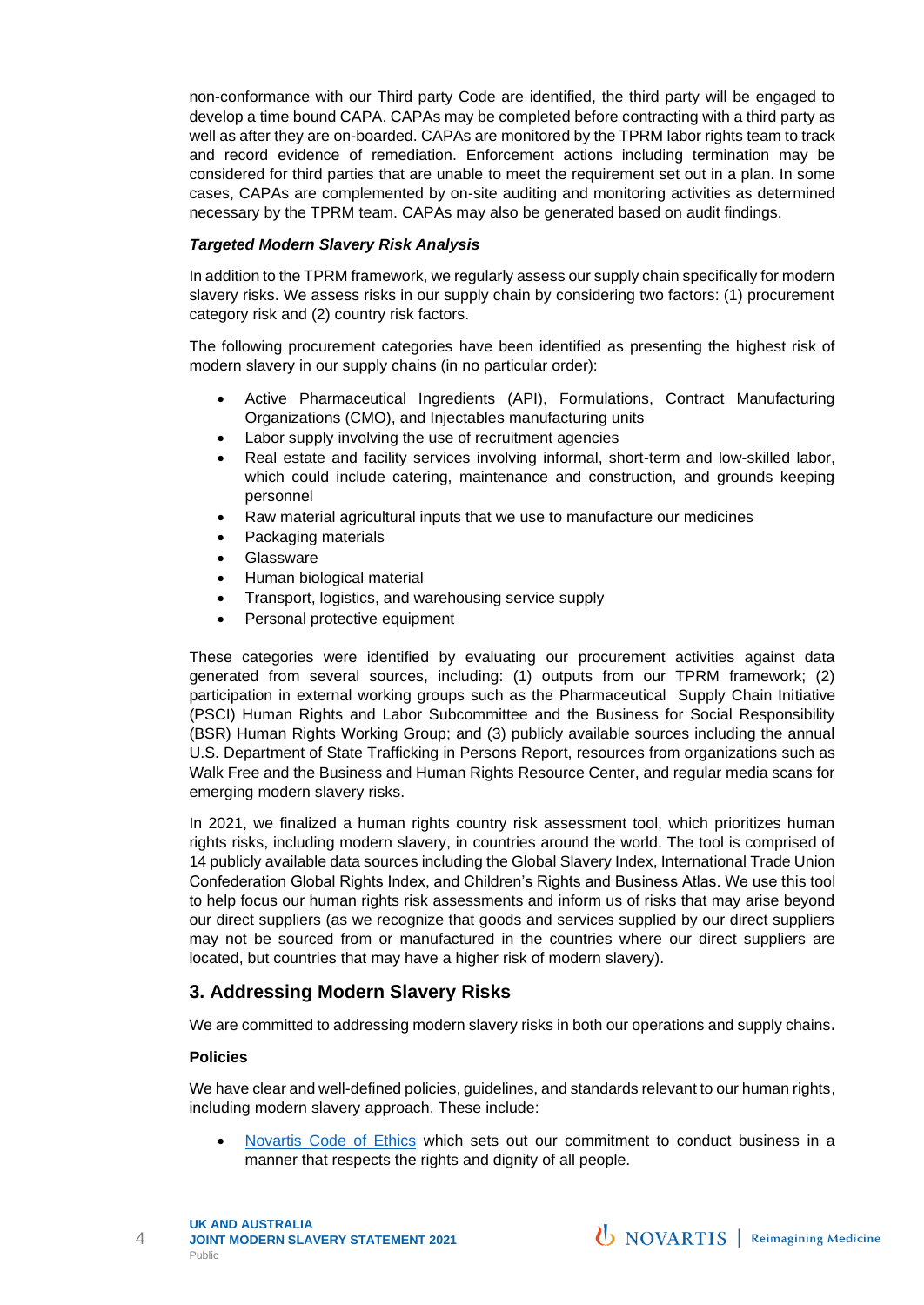non-conformance with our Third party Code are identified, the third party will be engaged to develop a time bound CAPA. CAPAs may be completed before contracting with a third party as well as after they are on-boarded. CAPAs are monitored by the TPRM labor rights team to track and record evidence of remediation. Enforcement actions including termination may be considered for third parties that are unable to meet the requirement set out in a plan. In some cases, CAPAs are complemented by on-site auditing and monitoring activities as determined necessary by the TPRM team. CAPAs may also be generated based on audit findings.

***Targeted Modern Slavery Risk Analysis***

In addition to the TPRM framework, we regularly assess our supply chain specifically for modern slavery risks. We assess risks in our supply chain by considering two factors: (1) procurement category risk and (2) country risk factors.

The following procurement categories have been identified as presenting the highest risk of modern slavery in our supply chains (in no particular order):

- Active Pharmaceutical Ingredients (API), Formulations, Contract Manufacturing Organizations (CMO), and Injectables manufacturing units
- Labor supply involving the use of recruitment agencies
- Real estate and facility services involving informal, short-term and low-skilled labor, which could include catering, maintenance and construction, and grounds keeping personnel
- Raw material agricultural inputs that we use to manufacture our medicines
- Packaging materials
- Glassware
- Human biological material
- Transport, logistics, and warehousing service supply
- Personal protective equipment

These categories were identified by evaluating our procurement activities against data generated from several sources, including: (1) outputs from our TPRM framework; (2) participation in external working groups such as the Pharmaceutical Supply Chain Initiative (PSCI) Human Rights and Labor Subcommittee and the Business for Social Responsibility (BSR) Human Rights Working Group; and (3) publicly available sources including the annual U.S. Department of State Trafficking in Persons Report, resources from organizations such as Walk Free and the Business and Human Rights Resource Center, and regular media scans for emerging modern slavery risks.

In 2021, we finalized a human rights country risk assessment tool, which prioritizes human rights risks, including modern slavery, in countries around the world. The tool is comprised of 14 publicly available data sources including the Global Slavery Index, International Trade Union Confederation Global Rights Index, and Children's Rights and Business Atlas. We use this tool to help focus our human rights risk assessments and inform us of risks that may arise beyond our direct suppliers (as we recognize that goods and services supplied by our direct suppliers may not be sourced from or manufactured in the countries where our direct suppliers are located, but countries that may have a higher risk of modern slavery).

## 3. Addressing Modern Slavery Risks

We are committed to addressing modern slavery risks in both our operations and supply chains**.**

**Policies**

We have clear and well-defined policies, guidelines, and standards relevant to our human rights, including modern slavery approach. These include:

- Novartis Code of Ethics which sets out our commitment to conduct business in a manner that respects the rights and dignity of all people.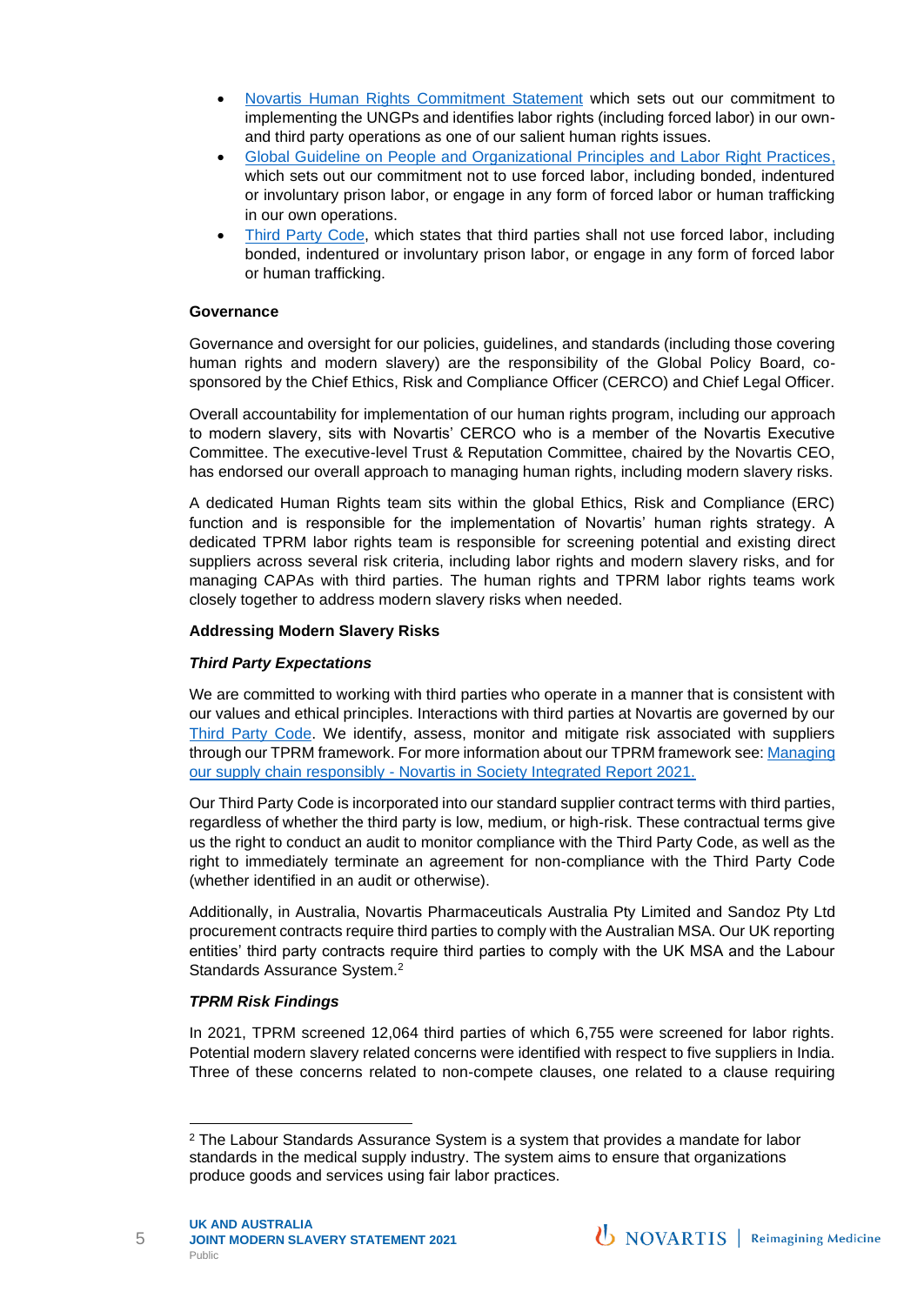- [Novartis Human Rights Commitment Statement](#) which sets out our commitment to implementing the UNGPs and identifies labor rights (including forced labor) in our own- and third party operations as one of our salient human rights issues.
- [Global Guideline on People and Organizational Principles and Labor Right Practices,](#) which sets out our commitment not to use forced labor, including bonded, indentured or involuntary prison labor, or engage in any form of forced labor or human trafficking in our own operations.
- [Third Party Code](#), which states that third parties shall not use forced labor, including bonded, indentured or involuntary prison labor, or engage in any form of forced labor or human trafficking.

**Governance**

Governance and oversight for our policies, guidelines, and standards (including those covering human rights and modern slavery) are the responsibility of the Global Policy Board, co-sponsored by the Chief Ethics, Risk and Compliance Officer (CERCO) and Chief Legal Officer.

Overall accountability for implementation of our human rights program, including our approach to modern slavery, sits with Novartis' CERCO who is a member of the Novartis Executive Committee. The executive-level Trust & Reputation Committee, chaired by the Novartis CEO, has endorsed our overall approach to managing human rights, including modern slavery risks.

A dedicated Human Rights team sits within the global Ethics, Risk and Compliance (ERC) function and is responsible for the implementation of Novartis' human rights strategy. A dedicated TPRM labor rights team is responsible for screening potential and existing direct suppliers across several risk criteria, including labor rights and modern slavery risks, and for managing CAPAs with third parties. The human rights and TPRM labor rights teams work closely together to address modern slavery risks when needed.

**Addressing Modern Slavery Risks**

***Third Party Expectations***

We are committed to working with third parties who operate in a manner that is consistent with our values and ethical principles. Interactions with third parties at Novartis are governed by our [Third Party Code](#). We identify, assess, monitor and mitigate risk associated with suppliers through our TPRM framework. For more information about our TPRM framework see: [Managing our supply chain responsibly - Novartis in Society Integrated Report 2021.](#)

Our Third Party Code is incorporated into our standard supplier contract terms with third parties, regardless of whether the third party is low, medium, or high-risk. These contractual terms give us the right to conduct an audit to monitor compliance with the Third Party Code, as well as the right to immediately terminate an agreement for non-compliance with the Third Party Code (whether identified in an audit or otherwise).

Additionally, in Australia, Novartis Pharmaceuticals Australia Pty Limited and Sandoz Pty Ltd procurement contracts require third parties to comply with the Australian MSA. Our UK reporting entities' third party contracts require third parties to comply with the UK MSA and the Labour Standards Assurance System.[2]

***TPRM Risk Findings***

In 2021, TPRM screened 12,064 third parties of which 6,755 were screened for labor rights. Potential modern slavery related concerns were identified with respect to five suppliers in India. Three of these concerns related to non-compete clauses, one related to a clause requiring

[2] The Labour Standards Assurance System is a system that provides a mandate for labor standards in the medical supply industry. The system aims to ensure that organizations produce goods and services using fair labor practices.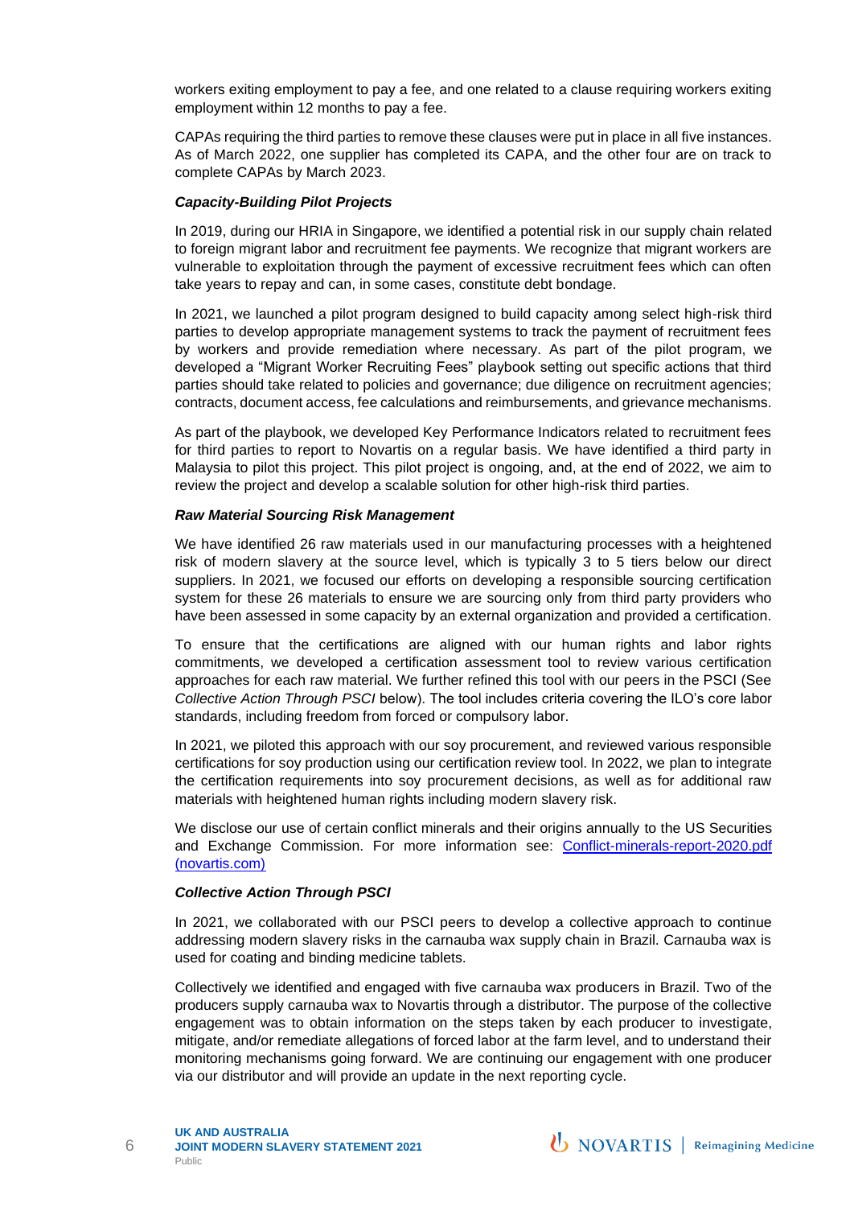workers exiting employment to pay a fee, and one related to a clause requiring workers exiting employment within 12 months to pay a fee.

CAPAs requiring the third parties to remove these clauses were put in place in all five instances. As of March 2022, one supplier has completed its CAPA, and the other four are on track to complete CAPAs by March 2023.

***Capacity-Building Pilot Projects***

In 2019, during our HRIA in Singapore, we identified a potential risk in our supply chain related to foreign migrant labor and recruitment fee payments. We recognize that migrant workers are vulnerable to exploitation through the payment of excessive recruitment fees which can often take years to repay and can, in some cases, constitute debt bondage.

In 2021, we launched a pilot program designed to build capacity among select high-risk third parties to develop appropriate management systems to track the payment of recruitment fees by workers and provide remediation where necessary. As part of the pilot program, we developed a "Migrant Worker Recruiting Fees" playbook setting out specific actions that third parties should take related to policies and governance; due diligence on recruitment agencies; contracts, document access, fee calculations and reimbursements, and grievance mechanisms.

As part of the playbook, we developed Key Performance Indicators related to recruitment fees for third parties to report to Novartis on a regular basis. We have identified a third party in Malaysia to pilot this project. This pilot project is ongoing, and, at the end of 2022, we aim to review the project and develop a scalable solution for other high-risk third parties.

***Raw Material Sourcing Risk Management***

We have identified 26 raw materials used in our manufacturing processes with a heightened risk of modern slavery at the source level, which is typically 3 to 5 tiers below our direct suppliers. In 2021, we focused our efforts on developing a responsible sourcing certification system for these 26 materials to ensure we are sourcing only from third party providers who have been assessed in some capacity by an external organization and provided a certification.

To ensure that the certifications are aligned with our human rights and labor rights commitments, we developed a certification assessment tool to review various certification approaches for each raw material. We further refined this tool with our peers in the PSCI (See *Collective Action Through PSCI* below). The tool includes criteria covering the ILO's core labor standards, including freedom from forced or compulsory labor.

In 2021, we piloted this approach with our soy procurement, and reviewed various responsible certifications for soy production using our certification review tool. In 2022, we plan to integrate the certification requirements into soy procurement decisions, as well as for additional raw materials with heightened human rights including modern slavery risk.

We disclose our use of certain conflict minerals and their origins annually to the US Securities and Exchange Commission. For more information see: [Conflict-minerals-report-2020.pdf (novartis.com)]

***Collective Action Through PSCI***

In 2021, we collaborated with our PSCI peers to develop a collective approach to continue addressing modern slavery risks in the carnauba wax supply chain in Brazil. Carnauba wax is used for coating and binding medicine tablets.

Collectively we identified and engaged with five carnauba wax producers in Brazil. Two of the producers supply carnauba wax to Novartis through a distributor. The purpose of the collective engagement was to obtain information on the steps taken by each producer to investigate, mitigate, and/or remediate allegations of forced labor at the farm level, and to understand their monitoring mechanisms going forward. We are continuing our engagement with one producer via our distributor and will provide an update in the next reporting cycle.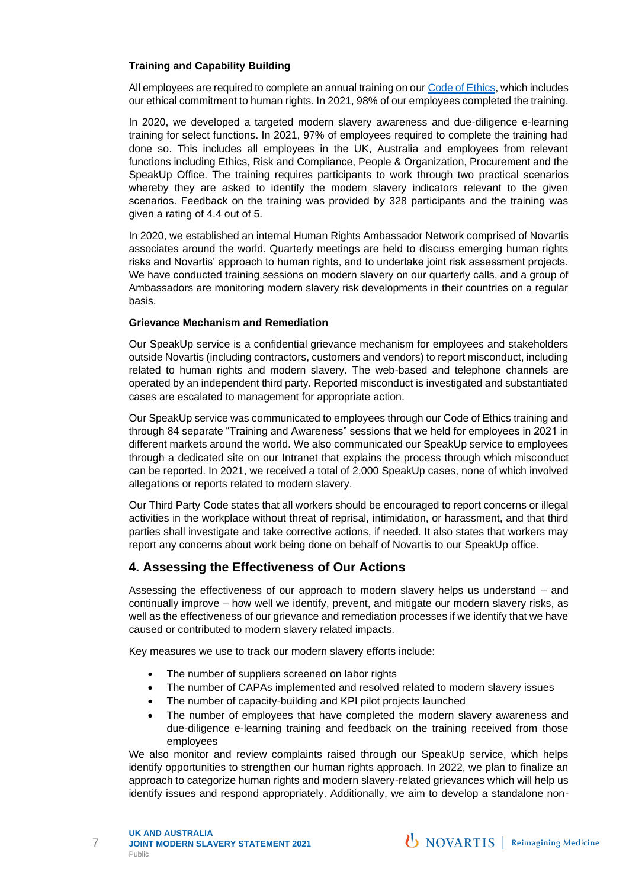**Training and Capability Building**

All employees are required to complete an annual training on our [Code of Ethics](), which includes our ethical commitment to human rights. In 2021, 98% of our employees completed the training.

In 2020, we developed a targeted modern slavery awareness and due-diligence e-learning training for select functions. In 2021, 97% of employees required to complete the training had done so. This includes all employees in the UK, Australia and employees from relevant functions including Ethics, Risk and Compliance, People & Organization, Procurement and the SpeakUp Office. The training requires participants to work through two practical scenarios whereby they are asked to identify the modern slavery indicators relevant to the given scenarios. Feedback on the training was provided by 328 participants and the training was given a rating of 4.4 out of 5.

In 2020, we established an internal Human Rights Ambassador Network comprised of Novartis associates around the world. Quarterly meetings are held to discuss emerging human rights risks and Novartis' approach to human rights, and to undertake joint risk assessment projects. We have conducted training sessions on modern slavery on our quarterly calls, and a group of Ambassadors are monitoring modern slavery risk developments in their countries on a regular basis.

**Grievance Mechanism and Remediation**

Our SpeakUp service is a confidential grievance mechanism for employees and stakeholders outside Novartis (including contractors, customers and vendors) to report misconduct, including related to human rights and modern slavery. The web-based and telephone channels are operated by an independent third party. Reported misconduct is investigated and substantiated cases are escalated to management for appropriate action.

Our SpeakUp service was communicated to employees through our Code of Ethics training and through 84 separate "Training and Awareness" sessions that we held for employees in 2021 in different markets around the world. We also communicated our SpeakUp service to employees through a dedicated site on our Intranet that explains the process through which misconduct can be reported. In 2021, we received a total of 2,000 SpeakUp cases, none of which involved allegations or reports related to modern slavery.

Our Third Party Code states that all workers should be encouraged to report concerns or illegal activities in the workplace without threat of reprisal, intimidation, or harassment, and that third parties shall investigate and take corrective actions, if needed. It also states that workers may report any concerns about work being done on behalf of Novartis to our SpeakUp office.

## 4. Assessing the Effectiveness of Our Actions

Assessing the effectiveness of our approach to modern slavery helps us understand – and continually improve – how well we identify, prevent, and mitigate our modern slavery risks, as well as the effectiveness of our grievance and remediation processes if we identify that we have caused or contributed to modern slavery related impacts.

Key measures we use to track our modern slavery efforts include:

- The number of suppliers screened on labor rights
- The number of CAPAs implemented and resolved related to modern slavery issues
- The number of capacity-building and KPI pilot projects launched
- The number of employees that have completed the modern slavery awareness and due-diligence e-learning training and feedback on the training received from those employees

We also monitor and review complaints raised through our SpeakUp service, which helps identify opportunities to strengthen our human rights approach. In 2022, we plan to finalize an approach to categorize human rights and modern slavery-related grievances which will help us identify issues and respond appropriately. Additionally, we aim to develop a standalone non-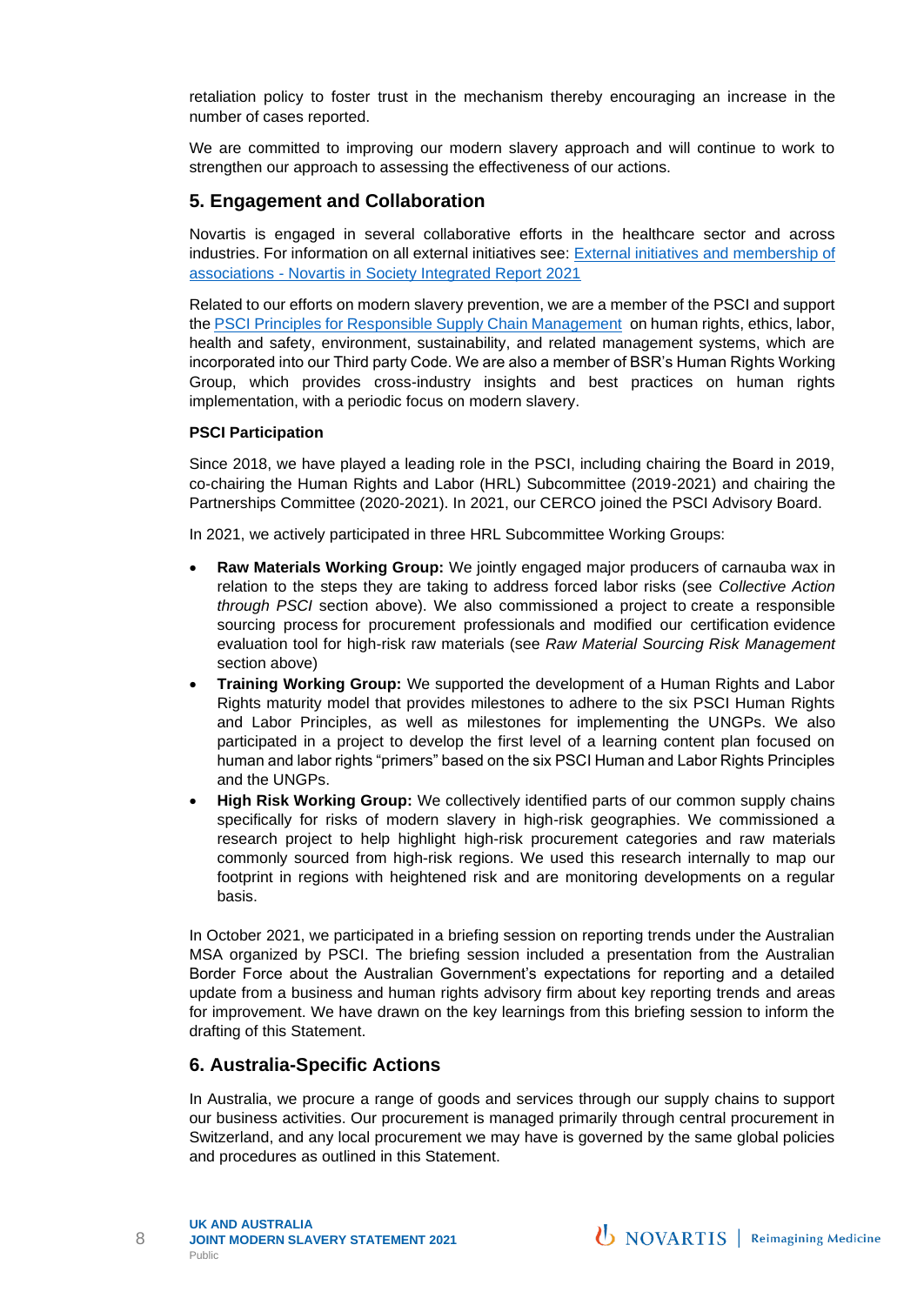retaliation policy to foster trust in the mechanism thereby encouraging an increase in the number of cases reported.

We are committed to improving our modern slavery approach and will continue to work to strengthen our approach to assessing the effectiveness of our actions.

## 5. Engagement and Collaboration

Novartis is engaged in several collaborative efforts in the healthcare sector and across industries. For information on all external initiatives see: External initiatives and membership of associations - Novartis in Society Integrated Report 2021

Related to our efforts on modern slavery prevention, we are a member of the PSCI and support the PSCI Principles for Responsible Supply Chain Management on human rights, ethics, labor, health and safety, environment, sustainability, and related management systems, which are incorporated into our Third party Code. We are also a member of BSR's Human Rights Working Group, which provides cross-industry insights and best practices on human rights implementation, with a periodic focus on modern slavery.

**PSCI Participation**

Since 2018, we have played a leading role in the PSCI, including chairing the Board in 2019, co-chairing the Human Rights and Labor (HRL) Subcommittee (2019-2021) and chairing the Partnerships Committee (2020-2021). In 2021, our CERCO joined the PSCI Advisory Board.

In 2021, we actively participated in three HRL Subcommittee Working Groups:

- **Raw Materials Working Group:** We jointly engaged major producers of carnauba wax in relation to the steps they are taking to address forced labor risks (see *Collective Action through PSCI* section above). We also commissioned a project to create a responsible sourcing process for procurement professionals and modified our certification evidence evaluation tool for high-risk raw materials (see *Raw Material Sourcing Risk Management* section above)
- **Training Working Group:** We supported the development of a Human Rights and Labor Rights maturity model that provides milestones to adhere to the six PSCI Human Rights and Labor Principles, as well as milestones for implementing the UNGPs. We also participated in a project to develop the first level of a learning content plan focused on human and labor rights "primers" based on the six PSCI Human and Labor Rights Principles and the UNGPs.
- **High Risk Working Group:** We collectively identified parts of our common supply chains specifically for risks of modern slavery in high-risk geographies. We commissioned a research project to help highlight high-risk procurement categories and raw materials commonly sourced from high-risk regions. We used this research internally to map our footprint in regions with heightened risk and are monitoring developments on a regular basis.

In October 2021, we participated in a briefing session on reporting trends under the Australian MSA organized by PSCI. The briefing session included a presentation from the Australian Border Force about the Australian Government's expectations for reporting and a detailed update from a business and human rights advisory firm about key reporting trends and areas for improvement. We have drawn on the key learnings from this briefing session to inform the drafting of this Statement.

## 6. Australia-Specific Actions

In Australia, we procure a range of goods and services through our supply chains to support our business activities. Our procurement is managed primarily through central procurement in Switzerland, and any local procurement we may have is governed by the same global policies and procedures as outlined in this Statement.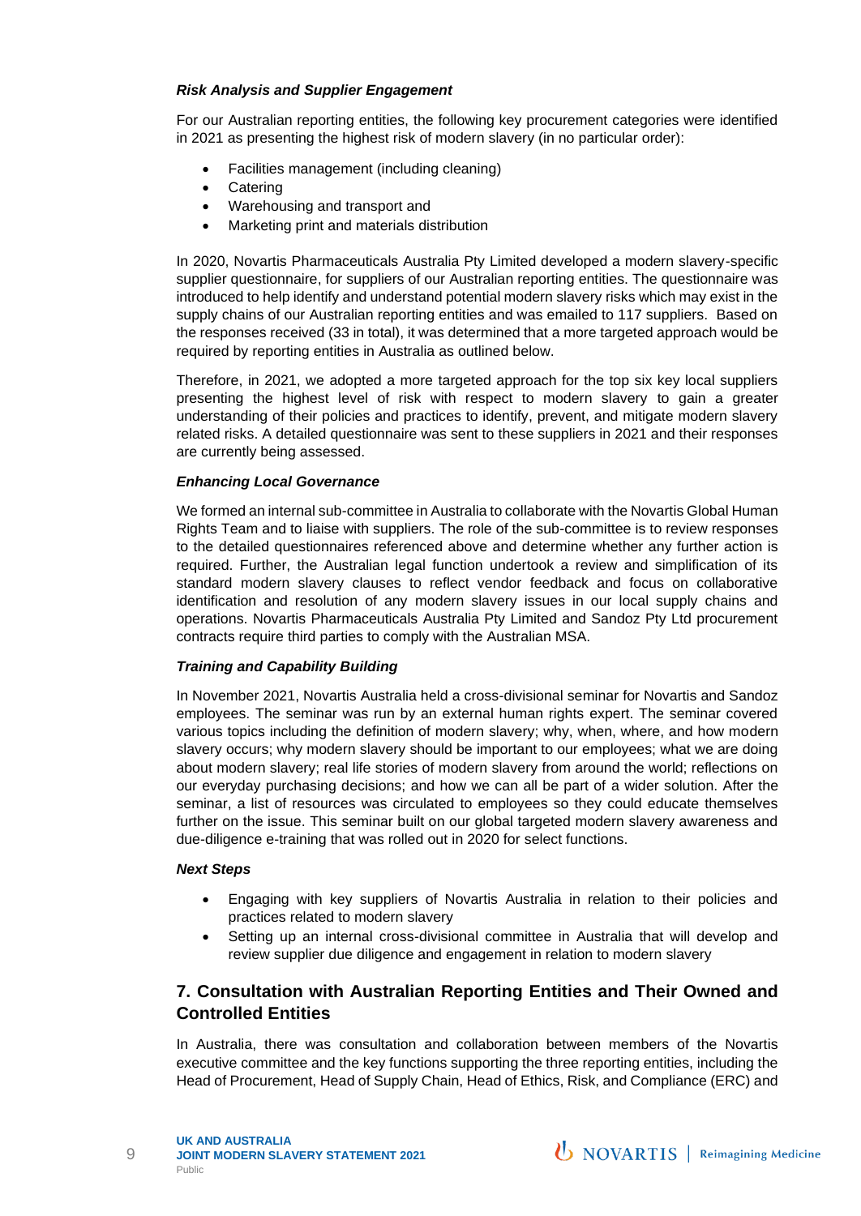***Risk Analysis and Supplier Engagement***

For our Australian reporting entities, the following key procurement categories were identified in 2021 as presenting the highest risk of modern slavery (in no particular order):

- Facilities management (including cleaning)
- Catering
- Warehousing and transport and
- Marketing print and materials distribution

In 2020, Novartis Pharmaceuticals Australia Pty Limited developed a modern slavery-specific supplier questionnaire, for suppliers of our Australian reporting entities. The questionnaire was introduced to help identify and understand potential modern slavery risks which may exist in the supply chains of our Australian reporting entities and was emailed to 117 suppliers. Based on the responses received (33 in total), it was determined that a more targeted approach would be required by reporting entities in Australia as outlined below.

Therefore, in 2021, we adopted a more targeted approach for the top six key local suppliers presenting the highest level of risk with respect to modern slavery to gain a greater understanding of their policies and practices to identify, prevent, and mitigate modern slavery related risks. A detailed questionnaire was sent to these suppliers in 2021 and their responses are currently being assessed.

***Enhancing Local Governance***

We formed an internal sub-committee in Australia to collaborate with the Novartis Global Human Rights Team and to liaise with suppliers. The role of the sub-committee is to review responses to the detailed questionnaires referenced above and determine whether any further action is required. Further, the Australian legal function undertook a review and simplification of its standard modern slavery clauses to reflect vendor feedback and focus on collaborative identification and resolution of any modern slavery issues in our local supply chains and operations. Novartis Pharmaceuticals Australia Pty Limited and Sandoz Pty Ltd procurement contracts require third parties to comply with the Australian MSA.

***Training and Capability Building***

In November 2021, Novartis Australia held a cross-divisional seminar for Novartis and Sandoz employees. The seminar was run by an external human rights expert. The seminar covered various topics including the definition of modern slavery; why, when, where, and how modern slavery occurs; why modern slavery should be important to our employees; what we are doing about modern slavery; real life stories of modern slavery from around the world; reflections on our everyday purchasing decisions; and how we can all be part of a wider solution. After the seminar, a list of resources was circulated to employees so they could educate themselves further on the issue. This seminar built on our global targeted modern slavery awareness and due-diligence e-training that was rolled out in 2020 for select functions.

***Next Steps***

- Engaging with key suppliers of Novartis Australia in relation to their policies and practices related to modern slavery
- Setting up an internal cross-divisional committee in Australia that will develop and review supplier due diligence and engagement in relation to modern slavery

## 7. Consultation with Australian Reporting Entities and Their Owned and Controlled Entities

In Australia, there was consultation and collaboration between members of the Novartis executive committee and the key functions supporting the three reporting entities, including the Head of Procurement, Head of Supply Chain, Head of Ethics, Risk, and Compliance (ERC) and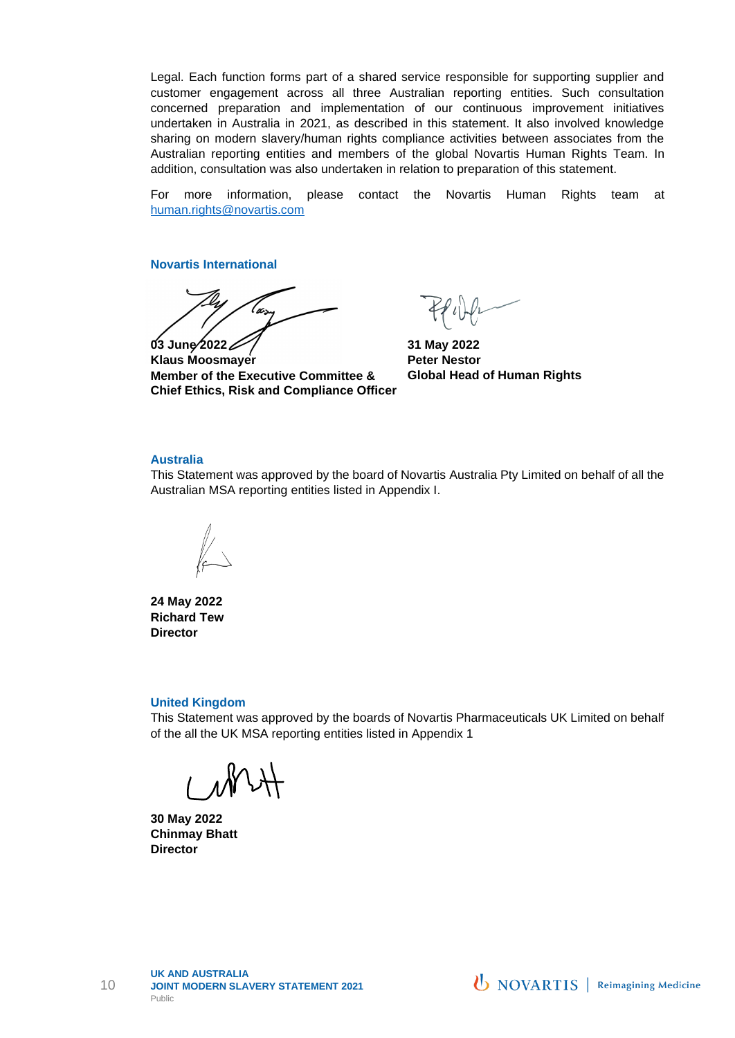Legal. Each function forms part of a shared service responsible for supporting supplier and customer engagement across all three Australian reporting entities. Such consultation concerned preparation and implementation of our continuous improvement initiatives undertaken in Australia in 2021, as described in this statement. It also involved knowledge sharing on modern slavery/human rights compliance activities between associates from the Australian reporting entities and members of the global Novartis Human Rights Team. In addition, consultation was also undertaken in relation to preparation of this statement.

For more information, please contact the Novartis Human Rights team at human.rights@novartis.com

### Novartis International

**03 June 2022**
**Klaus Moosmayer**
**Member of the Executive Committee & Chief Ethics, Risk and Compliance Officer**

**31 May 2022**
**Peter Nestor**
**Global Head of Human Rights**

### Australia

This Statement was approved by the board of Novartis Australia Pty Limited on behalf of all the Australian MSA reporting entities listed in Appendix I.

**24 May 2022**
**Richard Tew**
**Director**

### United Kingdom

This Statement was approved by the boards of Novartis Pharmaceuticals UK Limited on behalf of the all the UK MSA reporting entities listed in Appendix 1

**30 May 2022**
**Chinmay Bhatt**
**Director**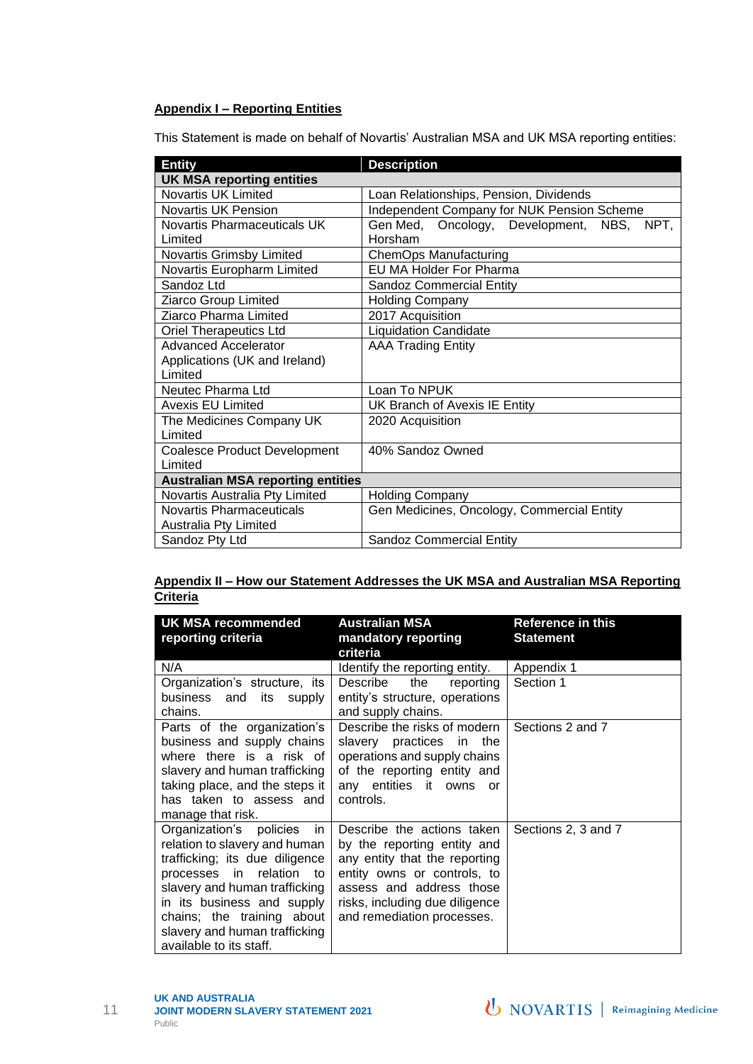**Appendix I – Reporting Entities**

This Statement is made on behalf of Novartis' Australian MSA and UK MSA reporting entities:

| Entity | Description |
|---|---|
| **UK MSA reporting entities** | |
| Novartis UK Limited | Loan Relationships, Pension, Dividends |
| Novartis UK Pension | Independent Company for NUK Pension Scheme |
| Novartis Pharmaceuticals UK Limited | Gen Med, Oncology, Development, NBS, NPT, Horsham |
| Novartis Grimsby Limited | ChemOps Manufacturing |
| Novartis Europharm Limited | EU MA Holder For Pharma |
| Sandoz Ltd | Sandoz Commercial Entity |
| Ziarco Group Limited | Holding Company |
| Ziarco Pharma Limited | 2017 Acquisition |
| Oriel Therapeutics Ltd | Liquidation Candidate |
| Advanced Accelerator Applications (UK and Ireland) Limited | AAA Trading Entity |
| Neutec Pharma Ltd | Loan To NPUK |
| Avexis EU Limited | UK Branch of Avexis IE Entity |
| The Medicines Company UK Limited | 2020 Acquisition |
| Coalesce Product Development Limited | 40% Sandoz Owned |
| **Australian MSA reporting entities** | |
| Novartis Australia Pty Limited | Holding Company |
| Novartis Pharmaceuticals Australia Pty Limited | Gen Medicines, Oncology, Commercial Entity |
| Sandoz Pty Ltd | Sandoz Commercial Entity |

**Appendix II – How our Statement Addresses the UK MSA and Australian MSA Reporting Criteria**

| UK MSA recommended reporting criteria | Australian MSA mandatory reporting criteria | Reference in this Statement |
|---|---|---|
| N/A | Identify the reporting entity. | Appendix 1 |
| Organization's structure, its business and its supply chains. | Describe the reporting entity's structure, operations and supply chains. | Section 1 |
| Parts of the organization's business and supply chains where there is a risk of slavery and human trafficking taking place, and the steps it has taken to assess and manage that risk. | Describe the risks of modern slavery practices in the operations and supply chains of the reporting entity and any entities it owns or controls. | Sections 2 and 7 |
| Organization's policies in relation to slavery and human trafficking; its due diligence processes in relation to slavery and human trafficking in its business and supply chains; the training about slavery and human trafficking available to its staff. | Describe the actions taken by the reporting entity and any entity that the reporting entity owns or controls, to assess and address those risks, including due diligence and remediation processes. | Sections 2, 3 and 7 |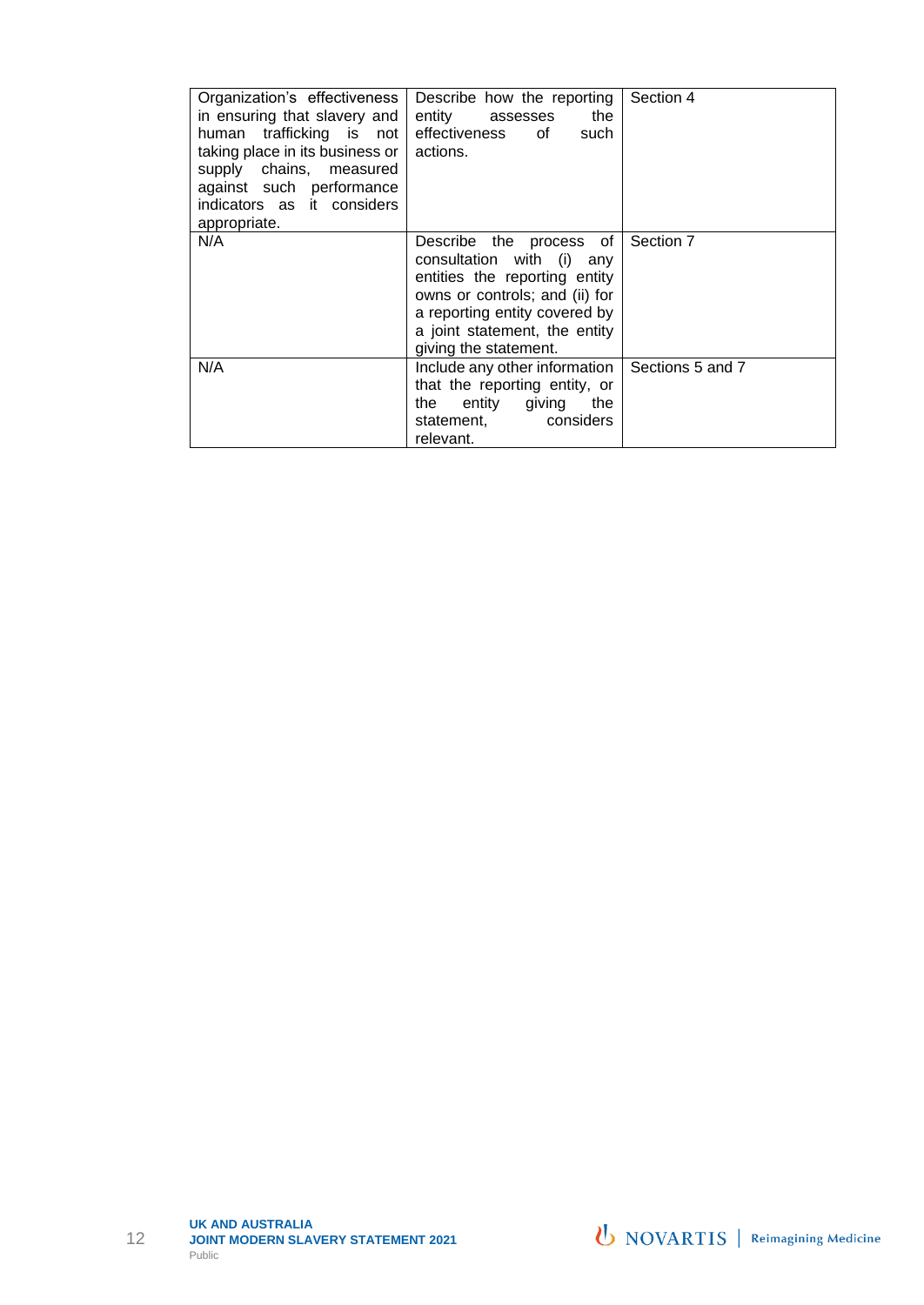| | | |
|---|---|---|
| Organization's effectiveness in ensuring that slavery and human trafficking is not taking place in its business or supply chains, measured against such performance indicators as it considers appropriate. | Describe how the reporting entity assesses the effectiveness of such actions. | Section 4 |
| N/A | Describe the process of consultation with (i) any entities the reporting entity owns or controls; and (ii) for a reporting entity covered by a joint statement, the entity giving the statement. | Section 7 |
| N/A | Include any other information that the reporting entity, or the entity giving the statement, considers relevant. | Sections 5 and 7 |